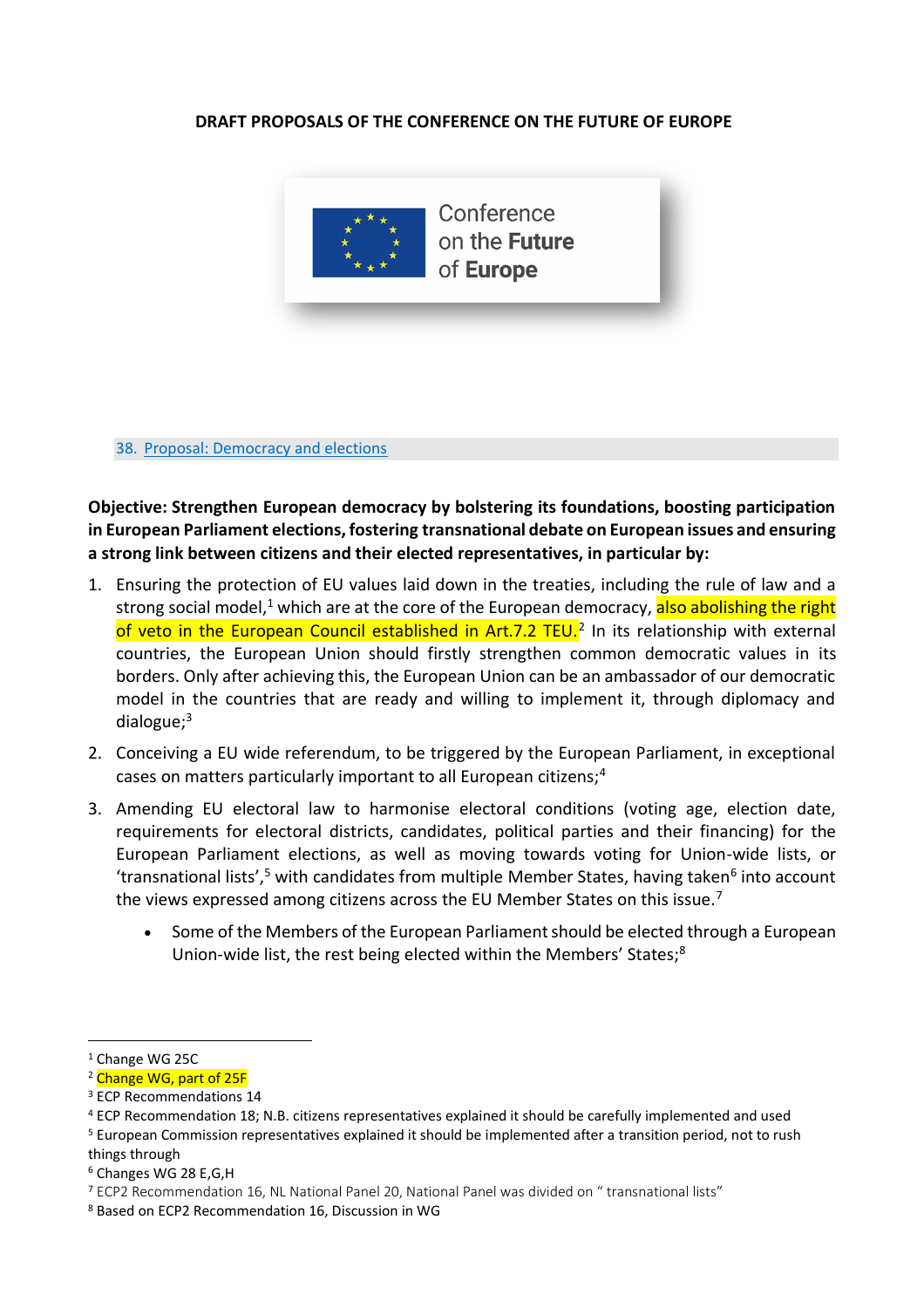**DRAFT PROPOSALS OF THE CONFERENCE ON THE FUTURE OF EUROPE**

Conference on the **Future** of **Europe**

## 38. Proposal: Democracy and elections

**Objective: Strengthen European democracy by bolstering its foundations, boosting participation in European Parliament elections, fostering transnational debate on European issues and ensuring a strong link between citizens and their elected representatives, in particular by:**

1. Ensuring the protection of EU values laid down in the treaties, including the rule of law and a strong social model,[1] which are at the core of the European democracy, also abolishing the right of veto in the European Council established in Art.7.2 TEU.[2] In its relationship with external countries, the European Union should firstly strengthen common democratic values in its borders. Only after achieving this, the European Union can be an ambassador of our democratic model in the countries that are ready and willing to implement it, through diplomacy and dialogue;[3]
2. Conceiving a EU wide referendum, to be triggered by the European Parliament, in exceptional cases on matters particularly important to all European citizens;[4]
3. Amending EU electoral law to harmonise electoral conditions (voting age, election date, requirements for electoral districts, candidates, political parties and their financing) for the European Parliament elections, as well as moving towards voting for Union-wide lists, or 'transnational lists',[5] with candidates from multiple Member States, having taken[6] into account the views expressed among citizens across the EU Member States on this issue.[7]
   - Some of the Members of the European Parliament should be elected through a European Union-wide list, the rest being elected within the Members' States;[8]

---

[1] Change WG 25C
[2] Change WG, part of 25F
[3] ECP Recommendations 14
[4] ECP Recommendation 18; N.B. citizens representatives explained it should be carefully implemented and used
[5] European Commission representatives explained it should be implemented after a transition period, not to rush things through
[6] Changes WG 28 E,G,H
[7] ECP2 Recommendation 16, NL National Panel 20, National Panel was divided on " transnational lists"
[8] Based on ECP2 Recommendation 16, Discussion in WG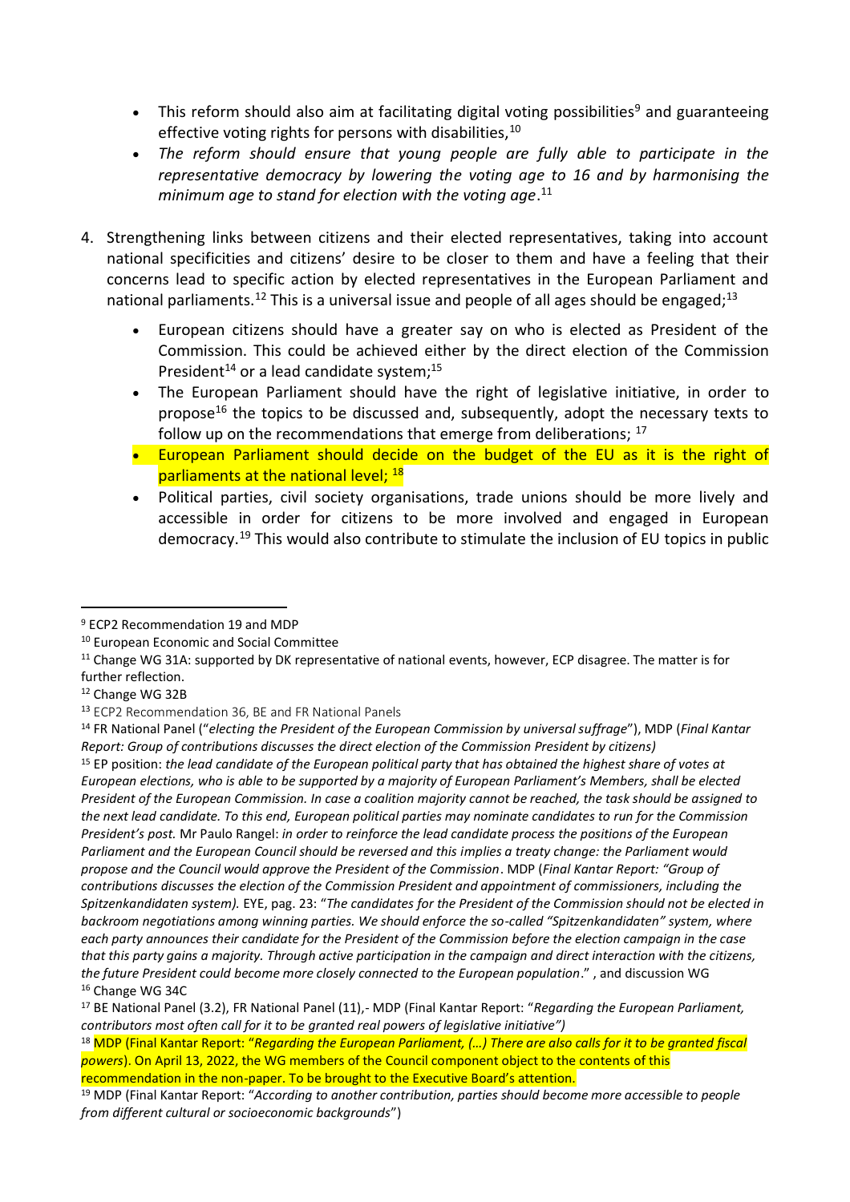- This reform should also aim at facilitating digital voting possibilities[9] and guaranteeing effective voting rights for persons with disabilities,[10]
- *The reform should ensure that young people are fully able to participate in the representative democracy by lowering the voting age to 16 and by harmonising the minimum age to stand for election with the voting age*.[11]

4. Strengthening links between citizens and their elected representatives, taking into account national specificities and citizens' desire to be closer to them and have a feeling that their concerns lead to specific action by elected representatives in the European Parliament and national parliaments.[12] This is a universal issue and people of all ages should be engaged;[13]

   - European citizens should have a greater say on who is elected as President of the Commission. This could be achieved either by the direct election of the Commission President[14] or a lead candidate system;[15]
   - The European Parliament should have the right of legislative initiative, in order to propose[16] the topics to be discussed and, subsequently, adopt the necessary texts to follow up on the recommendations that emerge from deliberations; [17]
   - European Parliament should decide on the budget of the EU as it is the right of parliaments at the national level; [18]
   - Political parties, civil society organisations, trade unions should be more lively and accessible in order for citizens to be more involved and engaged in European democracy.[19] This would also contribute to stimulate the inclusion of EU topics in public

---

[9] ECP2 Recommendation 19 and MDP

[10] European Economic and Social Committee

[11] Change WG 31A: supported by DK representative of national events, however, ECP disagree. The matter is for further reflection.

[12] Change WG 32B

[13] ECP2 Recommendation 36, BE and FR National Panels

[14] FR National Panel ("*electing the President of the European Commission by universal suffrage*"), MDP (*Final Kantar Report: Group of contributions discusses the direct election of the Commission President by citizens)*

[15] EP position: *the lead candidate of the European political party that has obtained the highest share of votes at European elections, who is able to be supported by a majority of European Parliament's Members, shall be elected President of the European Commission. In case a coalition majority cannot be reached, the task should be assigned to the next lead candidate. To this end, European political parties may nominate candidates to run for the Commission President's post.* Mr Paulo Rangel: *in order to reinforce the lead candidate process the positions of the European Parliament and the European Council should be reversed and this implies a treaty change: the Parliament would propose and the Council would approve the President of the Commission*. MDP (*Final Kantar Report: "Group of contributions discusses the election of the Commission President and appointment of commissioners, including the Spitzenkandidaten system).* EYE, pag. 23: "*The candidates for the President of the Commission should not be elected in backroom negotiations among winning parties. We should enforce the so-called "Spitzenkandidaten" system, where each party announces their candidate for the President of the Commission before the election campaign in the case that this party gains a majority. Through active participation in the campaign and direct interaction with the citizens, the future President could become more closely connected to the European population*." , and discussion WG

[16] Change WG 34C

[17] BE National Panel (3.2), FR National Panel (11),- MDP (Final Kantar Report: "*Regarding the European Parliament, contributors most often call for it to be granted real powers of legislative initiative")*

[18] MDP (Final Kantar Report: "*Regarding the European Parliament, (…) There are also calls for it to be granted fiscal powers*). On April 13, 2022, the WG members of the Council component object to the contents of this recommendation in the non-paper. To be brought to the Executive Board's attention.

[19] MDP (Final Kantar Report: "*According to another contribution, parties should become more accessible to people from different cultural or socioeconomic backgrounds*")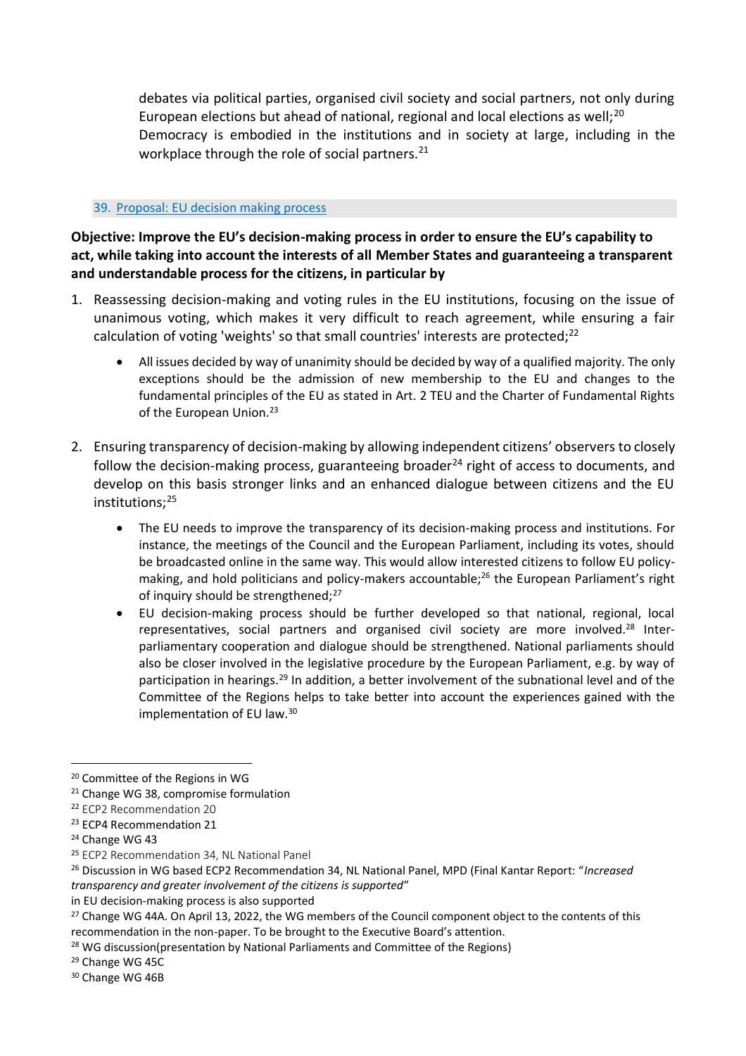debates via political parties, organised civil society and social partners, not only during European elections but ahead of national, regional and local elections as well;[20]

Democracy is embodied in the institutions and in society at large, including in the workplace through the role of social partners.[21]

### 39. Proposal: EU decision making process

**Objective: Improve the EU's decision-making process in order to ensure the EU's capability to act, while taking into account the interests of all Member States and guaranteeing a transparent and understandable process for the citizens, in particular by**

1. Reassessing decision-making and voting rules in the EU institutions, focusing on the issue of unanimous voting, which makes it very difficult to reach agreement, while ensuring a fair calculation of voting 'weights' so that small countries' interests are protected;[22]
    - All issues decided by way of unanimity should be decided by way of a qualified majority. The only exceptions should be the admission of new membership to the EU and changes to the fundamental principles of the EU as stated in Art. 2 TEU and the Charter of Fundamental Rights of the European Union.[23]
2. Ensuring transparency of decision-making by allowing independent citizens' observers to closely follow the decision-making process, guaranteeing broader[24] right of access to documents, and develop on this basis stronger links and an enhanced dialogue between citizens and the EU institutions;[25]
    - The EU needs to improve the transparency of its decision-making process and institutions. For instance, the meetings of the Council and the European Parliament, including its votes, should be broadcasted online in the same way. This would allow interested citizens to follow EU policy-making, and hold politicians and policy-makers accountable;[26] the European Parliament's right of inquiry should be strengthened;[27]
    - EU decision-making process should be further developed so that national, regional, local representatives, social partners and organised civil society are more involved.[28] Inter-parliamentary cooperation and dialogue should be strengthened. National parliaments should also be closer involved in the legislative procedure by the European Parliament, e.g. by way of participation in hearings.[29] In addition, a better involvement of the subnational level and of the Committee of the Regions helps to take better into account the experiences gained with the implementation of EU law.[30]

---

[20] Committee of the Regions in WG

[21] Change WG 38, compromise formulation

[22] ECP2 Recommendation 20

[23] ECP4 Recommendation 21

[24] Change WG 43

[25] ECP2 Recommendation 34, NL National Panel

[26] Discussion in WG based ECP2 Recommendation 34, NL National Panel, MPD (Final Kantar Report: "*Increased transparency and greater involvement of the citizens is supported*" in EU decision-making process is also supported

[27] Change WG 44A. On April 13, 2022, the WG members of the Council component object to the contents of this recommendation in the non-paper. To be brought to the Executive Board's attention.

[28] WG discussion(presentation by National Parliaments and Committee of the Regions)

[29] Change WG 45C

[30] Change WG 46B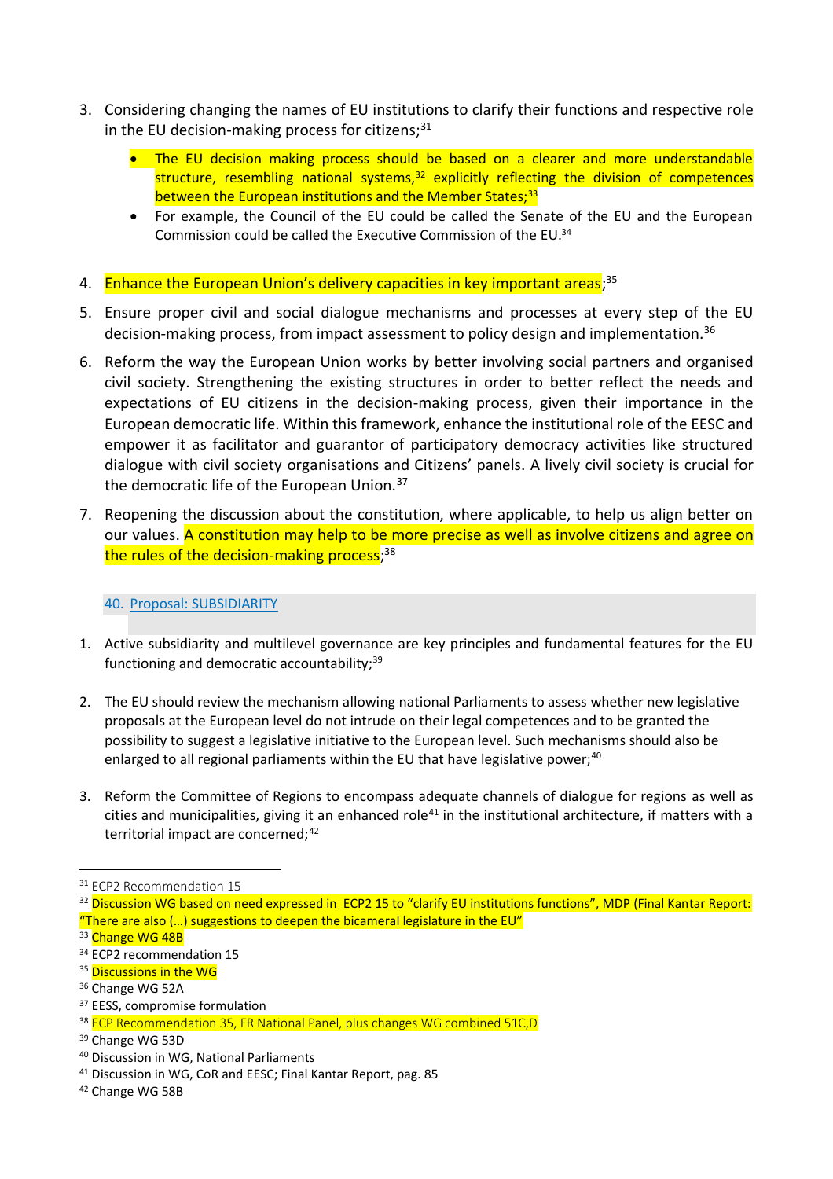3. Considering changing the names of EU institutions to clarify their functions and respective role in the EU decision-making process for citizens;[31]
   - The EU decision making process should be based on a clearer and more understandable structure, resembling national systems,[32] explicitly reflecting the division of competences between the European institutions and the Member States;[33]
   - For example, the Council of the EU could be called the Senate of the EU and the European Commission could be called the Executive Commission of the EU.[34]

4. Enhance the European Union's delivery capacities in key important areas;[35]
5. Ensure proper civil and social dialogue mechanisms and processes at every step of the EU decision-making process, from impact assessment to policy design and implementation.[36]
6. Reform the way the European Union works by better involving social partners and organised civil society. Strengthening the existing structures in order to better reflect the needs and expectations of EU citizens in the decision-making process, given their importance in the European democratic life. Within this framework, enhance the institutional role of the EESC and empower it as facilitator and guarantor of participatory democracy activities like structured dialogue with civil society organisations and Citizens' panels. A lively civil society is crucial for the democratic life of the European Union.[37]
7. Reopening the discussion about the constitution, where applicable, to help us align better on our values. A constitution may help to be more precise as well as involve citizens and agree on the rules of the decision-making process;[38]

## 40. Proposal: SUBSIDIARITY

1. Active subsidiarity and multilevel governance are key principles and fundamental features for the EU functioning and democratic accountability;[39]
2. The EU should review the mechanism allowing national Parliaments to assess whether new legislative proposals at the European level do not intrude on their legal competences and to be granted the possibility to suggest a legislative initiative to the European level. Such mechanisms should also be enlarged to all regional parliaments within the EU that have legislative power;[40]
3. Reform the Committee of Regions to encompass adequate channels of dialogue for regions as well as cities and municipalities, giving it an enhanced role[41] in the institutional architecture, if matters with a territorial impact are concerned;[42]

---

[31] ECP2 Recommendation 15
[32] Discussion WG based on need expressed in ECP2 15 to "clarify EU institutions functions", MDP (Final Kantar Report: "There are also (…) suggestions to deepen the bicameral legislature in the EU"
[33] Change WG 48B
[34] ECP2 recommendation 15
[35] Discussions in the WG
[36] Change WG 52A
[37] EESS, compromise formulation
[38] ECP Recommendation 35, FR National Panel, plus changes WG combined 51C,D
[39] Change WG 53D
[40] Discussion in WG, National Parliaments
[41] Discussion in WG, CoR and EESC; Final Kantar Report, pag. 85
[42] Change WG 58B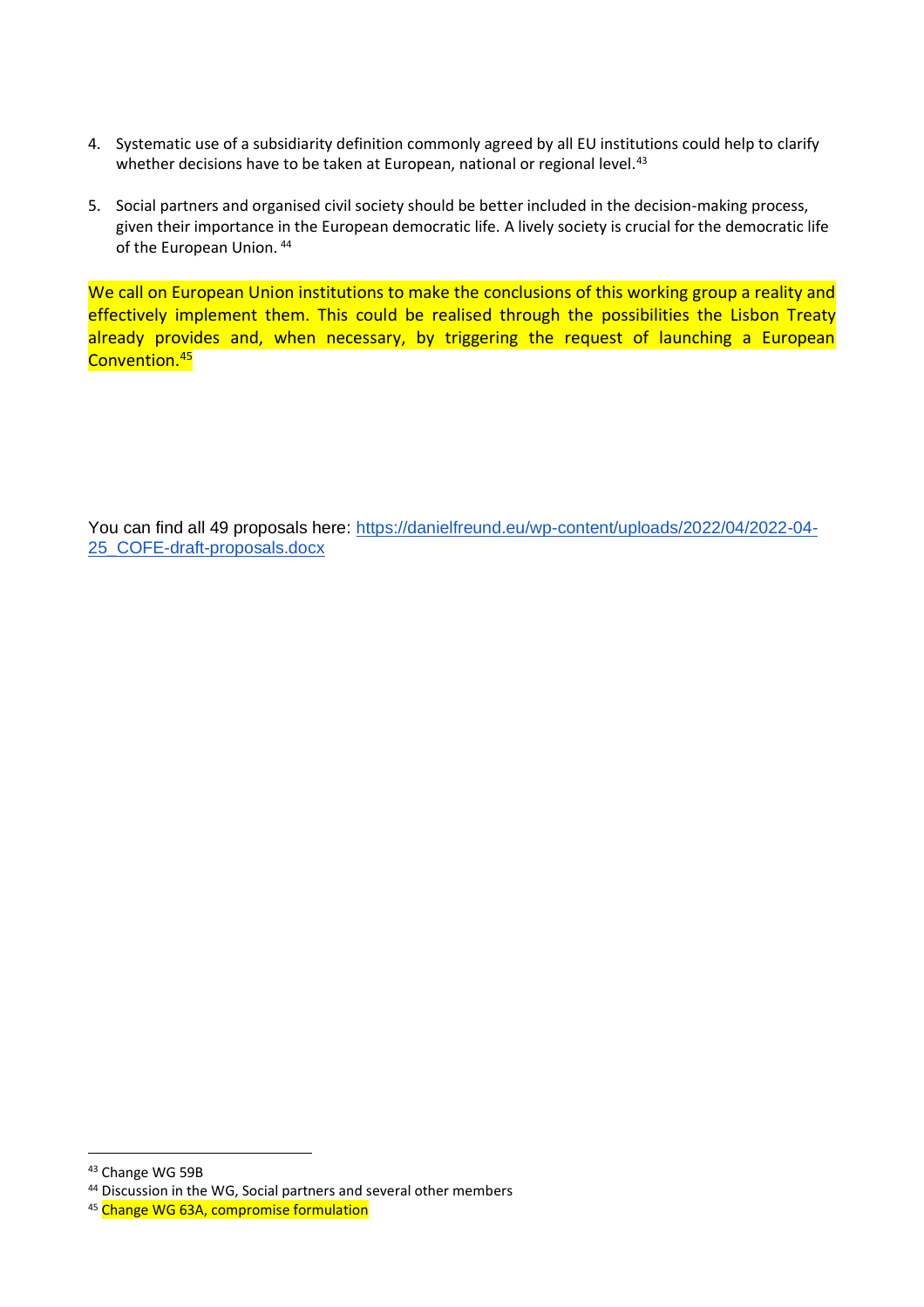4. Systematic use of a subsidiarity definition commonly agreed by all EU institutions could help to clarify whether decisions have to be taken at European, national or regional level.[43]

5. Social partners and organised civil society should be better included in the decision-making process, given their importance in the European democratic life. A lively society is crucial for the democratic life of the European Union.[44]

We call on European Union institutions to make the conclusions of this working group a reality and effectively implement them. This could be realised through the possibilities the Lisbon Treaty already provides and, when necessary, by triggering the request of launching a European Convention.[45]

You can find all 49 proposals here: https://danielfreund.eu/wp-content/uploads/2022/04/2022-04-25_COFE-draft-proposals.docx

---

[43] Change WG 59B

[44] Discussion in the WG, Social partners and several other members

[45] Change WG 63A, compromise formulation